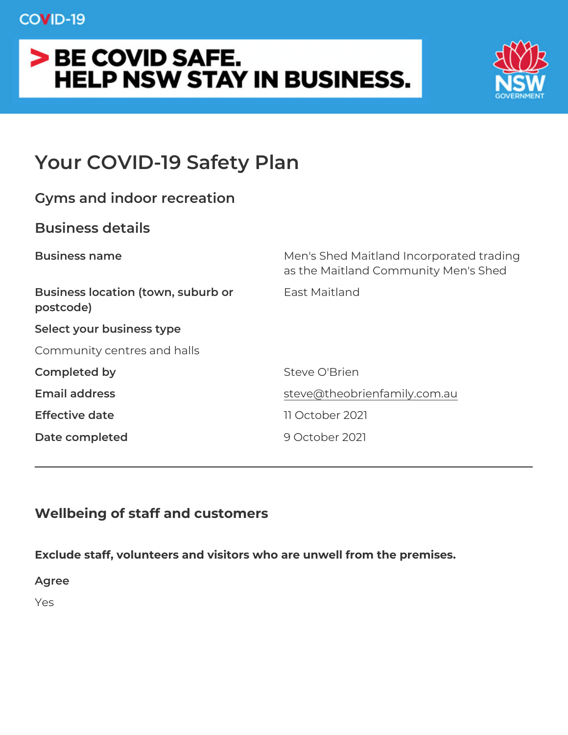COVID-19

**> BE COVID SAFE.**
**HELP NSW STAY IN BUSINESS.**

NSW GOVERNMENT

# Your COVID-19 Safety Plan

## Gyms and indoor recreation

## Business details

**Business name**

Men's Shed Maitland Incorporated trading as the Maitland Community Men's Shed

**Business location (town, suburb or postcode)**

East Maitland

**Select your business type**

Community centres and halls

**Completed by**

Steve O'Brien

**Email address**

steve@theobrienfamily.com.au

**Effective date**

11 October 2021

**Date completed**

9 October 2021

---

## Wellbeing of staff and customers

**Exclude staff, volunteers and visitors who are unwell from the premises.**

**Agree**

Yes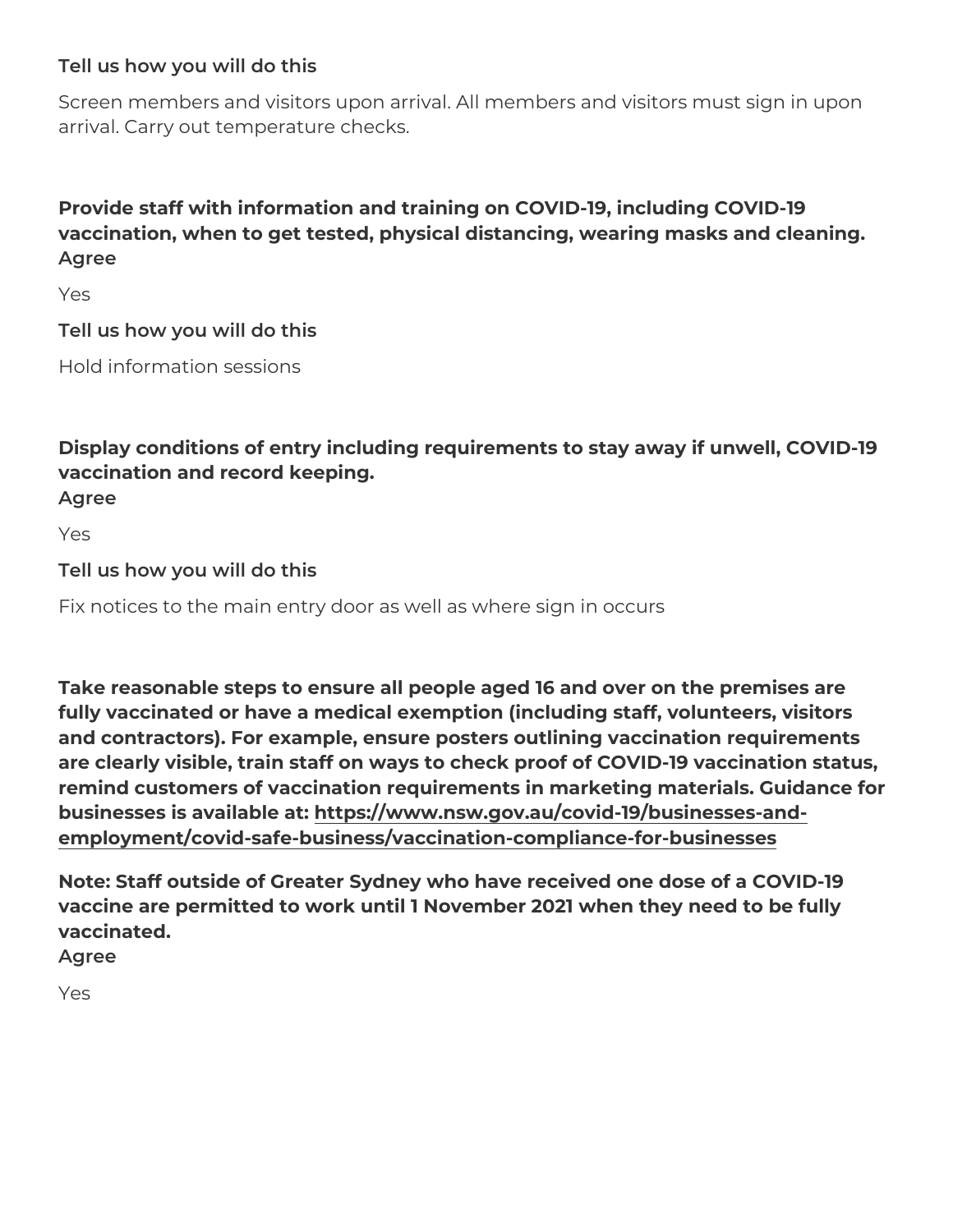**Tell us how you will do this**

Screen members and visitors upon arrival. All members and visitors must sign in upon arrival. Carry out temperature checks.

**Provide staff with information and training on COVID-19, including COVID-19 vaccination, when to get tested, physical distancing, wearing masks and cleaning.**
**Agree**

Yes

**Tell us how you will do this**

Hold information sessions

**Display conditions of entry including requirements to stay away if unwell, COVID-19 vaccination and record keeping.**
**Agree**

Yes

**Tell us how you will do this**

Fix notices to the main entry door as well as where sign in occurs

**Take reasonable steps to ensure all people aged 16 and over on the premises are fully vaccinated or have a medical exemption (including staff, volunteers, visitors and contractors). For example, ensure posters outlining vaccination requirements are clearly visible, train staff on ways to check proof of COVID-19 vaccination status, remind customers of vaccination requirements in marketing materials. Guidance for businesses is available at: https://www.nsw.gov.au/covid-19/businesses-and-employment/covid-safe-business/vaccination-compliance-for-businesses**

**Note: Staff outside of Greater Sydney who have received one dose of a COVID-19 vaccine are permitted to work until 1 November 2021 when they need to be fully vaccinated.**
**Agree**

Yes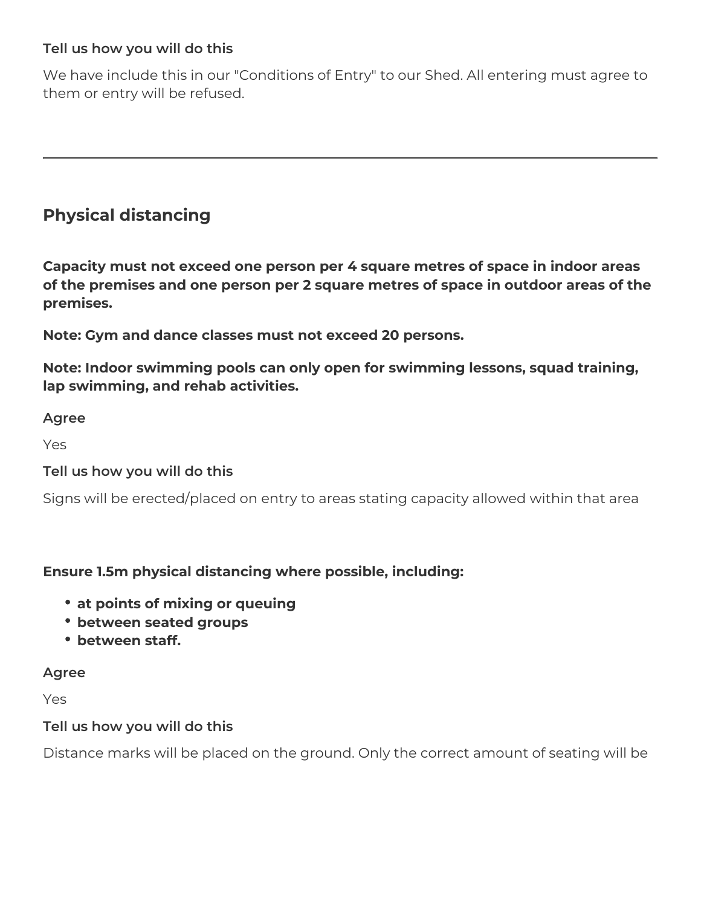**Tell us how you will do this**

We have include this in our "Conditions of Entry" to our Shed. All entering must agree to them or entry will be refused.

---

## Physical distancing

**Capacity must not exceed one person per 4 square metres of space in indoor areas of the premises and one person per 2 square metres of space in outdoor areas of the premises.**

**Note: Gym and dance classes must not exceed 20 persons.**

**Note: Indoor swimming pools can only open for swimming lessons, squad training, lap swimming, and rehab activities.**

**Agree**

Yes

**Tell us how you will do this**

Signs will be erected/placed on entry to areas stating capacity allowed within that area

**Ensure 1.5m physical distancing where possible, including:**

- **at points of mixing or queuing**
- **between seated groups**
- **between staff.**

**Agree**

Yes

**Tell us how you will do this**

Distance marks will be placed on the ground. Only the correct amount of seating will be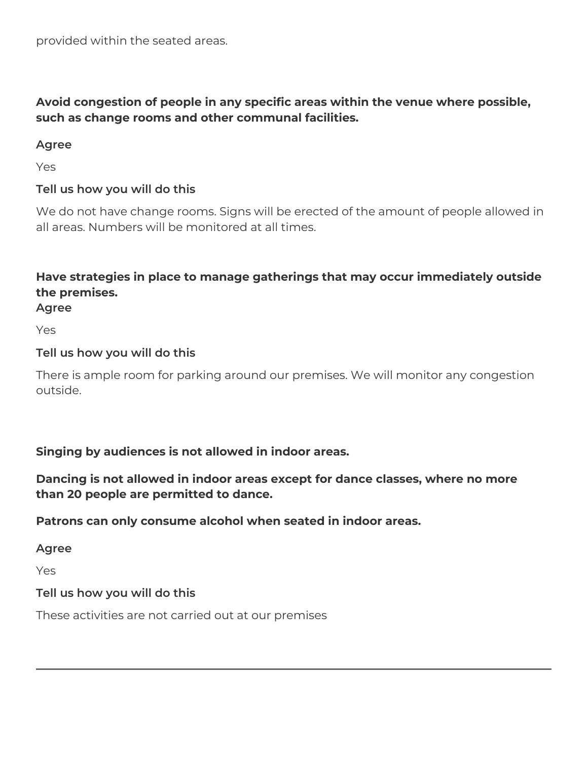provided within the seated areas.

**Avoid congestion of people in any specific areas within the venue where possible, such as change rooms and other communal facilities.**

**Agree**

Yes

**Tell us how you will do this**

We do not have change rooms. Signs will be erected of the amount of people allowed in all areas. Numbers will be monitored at all times.

**Have strategies in place to manage gatherings that may occur immediately outside the premises.**

**Agree**

Yes

**Tell us how you will do this**

There is ample room for parking around our premises. We will monitor any congestion outside.

**Singing by audiences is not allowed in indoor areas.**

**Dancing is not allowed in indoor areas except for dance classes, where no more than 20 people are permitted to dance.**

**Patrons can only consume alcohol when seated in indoor areas.**

**Agree**

Yes

**Tell us how you will do this**

These activities are not carried out at our premises

---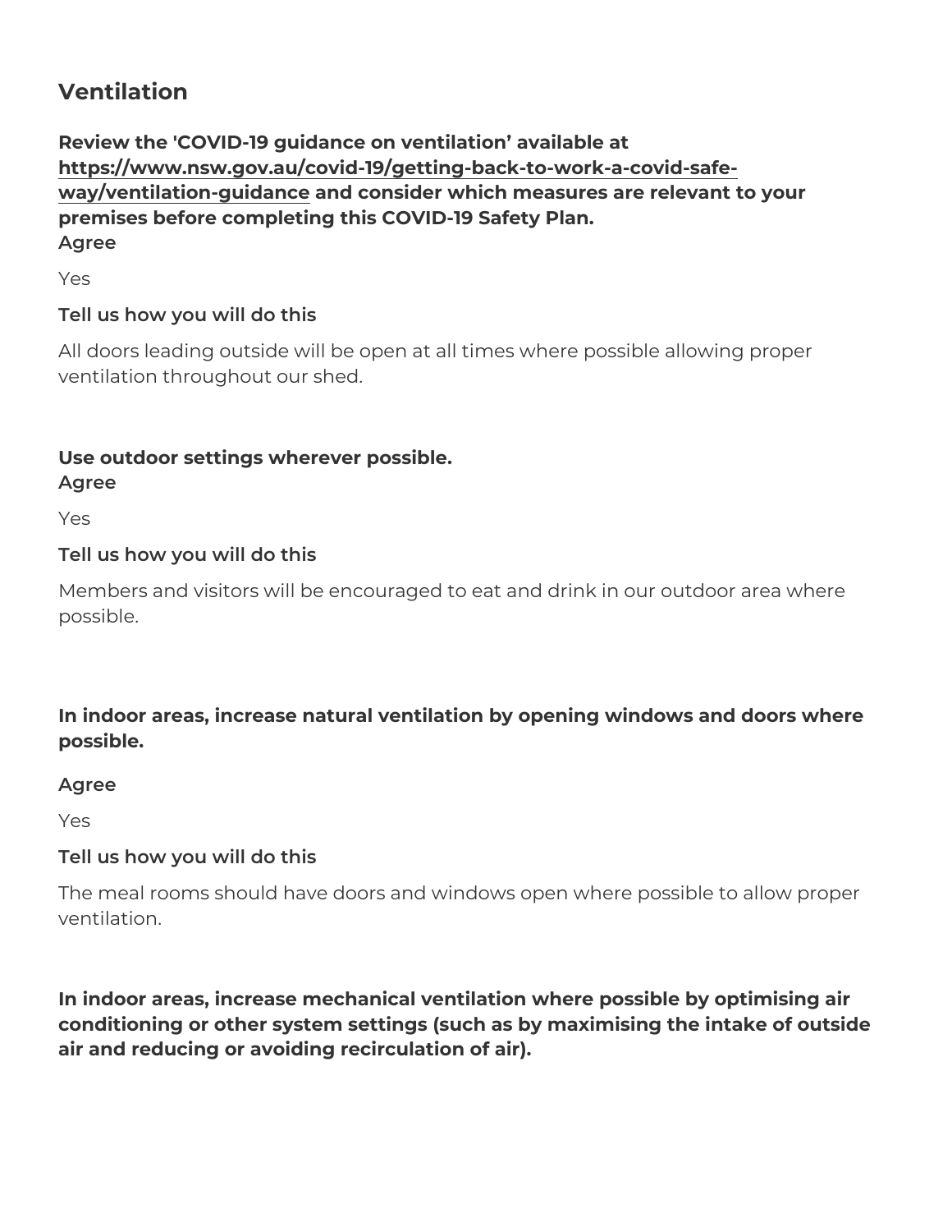## Ventilation

**Review the 'COVID-19 guidance on ventilation' available at [https://www.nsw.gov.au/covid-19/getting-back-to-work-a-covid-safe-way/ventilation-guidance](https://www.nsw.gov.au/covid-19/getting-back-to-work-a-covid-safe-way/ventilation-guidance) and consider which measures are relevant to your premises before completing this COVID-19 Safety Plan.**

**Agree**

Yes

**Tell us how you will do this**

All doors leading outside will be open at all times where possible allowing proper ventilation throughout our shed.

**Use outdoor settings wherever possible.**

**Agree**

Yes

**Tell us how you will do this**

Members and visitors will be encouraged to eat and drink in our outdoor area where possible.

**In indoor areas, increase natural ventilation by opening windows and doors where possible.**

**Agree**

Yes

**Tell us how you will do this**

The meal rooms should have doors and windows open where possible to allow proper ventilation.

**In indoor areas, increase mechanical ventilation where possible by optimising air conditioning or other system settings (such as by maximising the intake of outside air and reducing or avoiding recirculation of air).**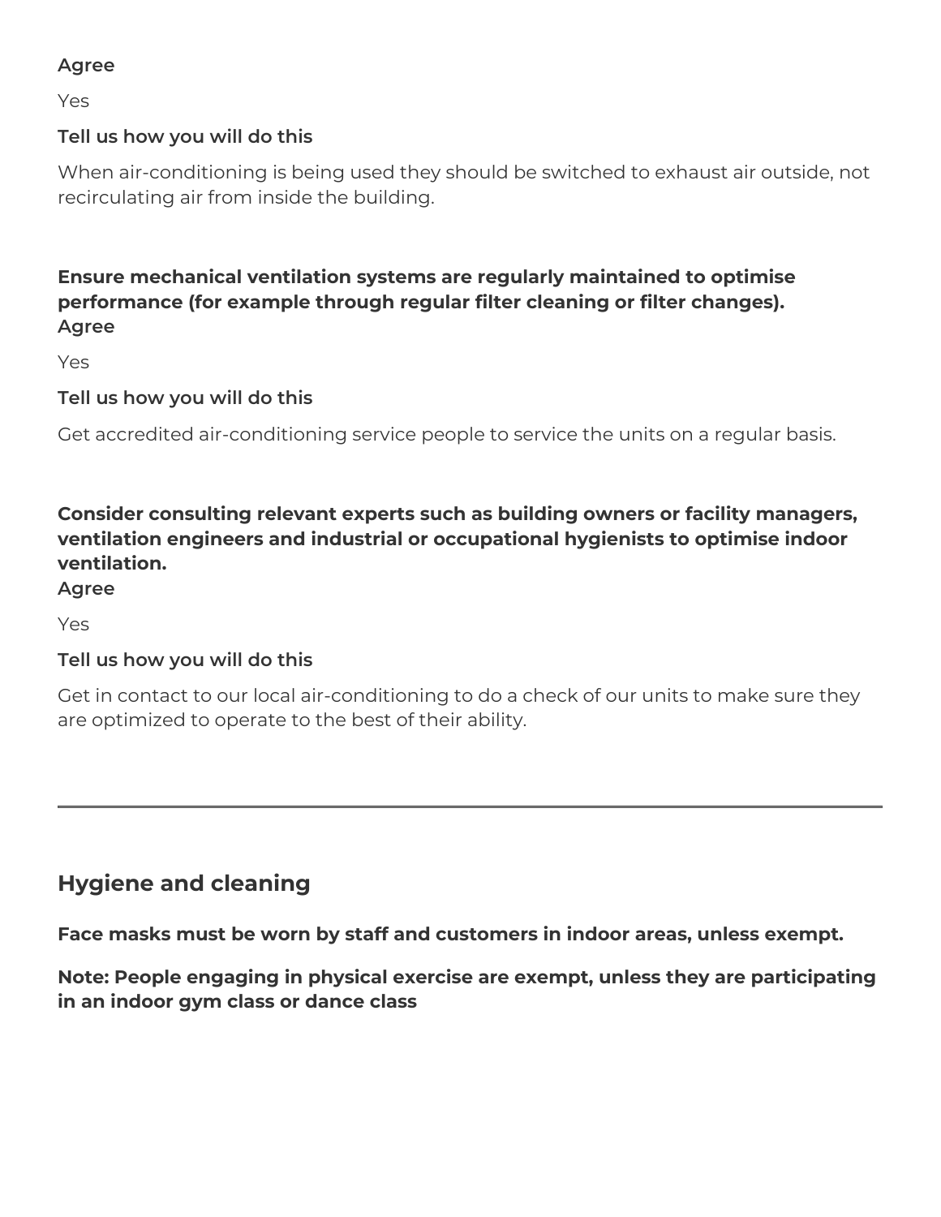**Agree**

Yes

**Tell us how you will do this**

When air-conditioning is being used they should be switched to exhaust air outside, not recirculating air from inside the building.

**Ensure mechanical ventilation systems are regularly maintained to optimise performance (for example through regular filter cleaning or filter changes).**
**Agree**

Yes

**Tell us how you will do this**

Get accredited air-conditioning service people to service the units on a regular basis.

**Consider consulting relevant experts such as building owners or facility managers, ventilation engineers and industrial or occupational hygienists to optimise indoor ventilation.**
**Agree**

Yes

**Tell us how you will do this**

Get in contact to our local air-conditioning to do a check of our units to make sure they are optimized to operate to the best of their ability.

---

## Hygiene and cleaning

**Face masks must be worn by staff and customers in indoor areas, unless exempt.**

**Note: People engaging in physical exercise are exempt, unless they are participating in an indoor gym class or dance class**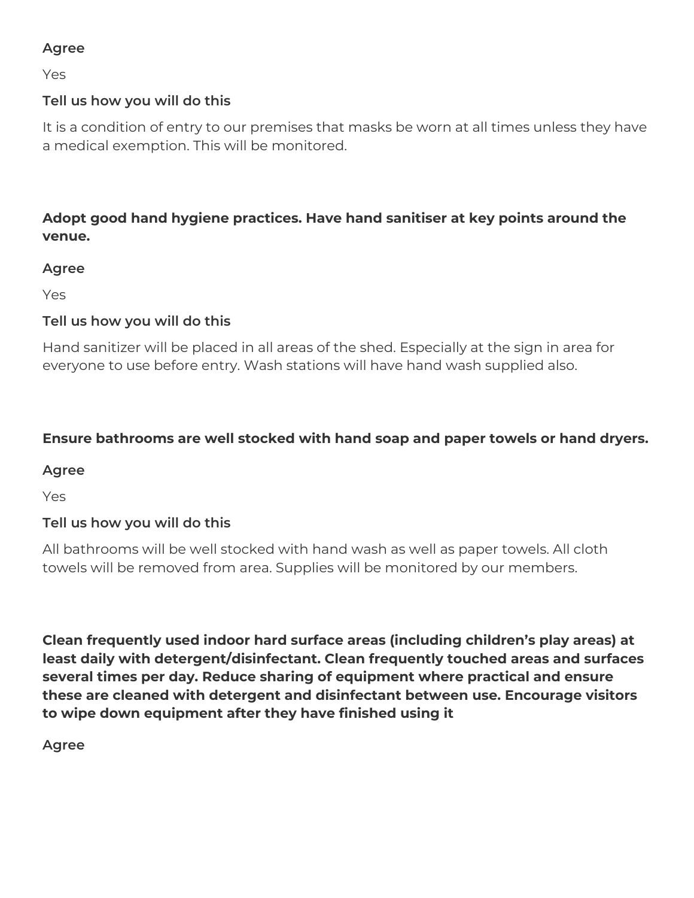**Agree**

Yes

**Tell us how you will do this**

It is a condition of entry to our premises that masks be worn at all times unless they have a medical exemption. This will be monitored.

**Adopt good hand hygiene practices. Have hand sanitiser at key points around the venue.**

**Agree**

Yes

**Tell us how you will do this**

Hand sanitizer will be placed in all areas of the shed. Especially at the sign in area for everyone to use before entry. Wash stations will have hand wash supplied also.

**Ensure bathrooms are well stocked with hand soap and paper towels or hand dryers.**

**Agree**

Yes

**Tell us how you will do this**

All bathrooms will be well stocked with hand wash as well as paper towels. All cloth towels will be removed from area. Supplies will be monitored by our members.

**Clean frequently used indoor hard surface areas (including children's play areas) at least daily with detergent/disinfectant. Clean frequently touched areas and surfaces several times per day. Reduce sharing of equipment where practical and ensure these are cleaned with detergent and disinfectant between use. Encourage visitors to wipe down equipment after they have finished using it**

**Agree**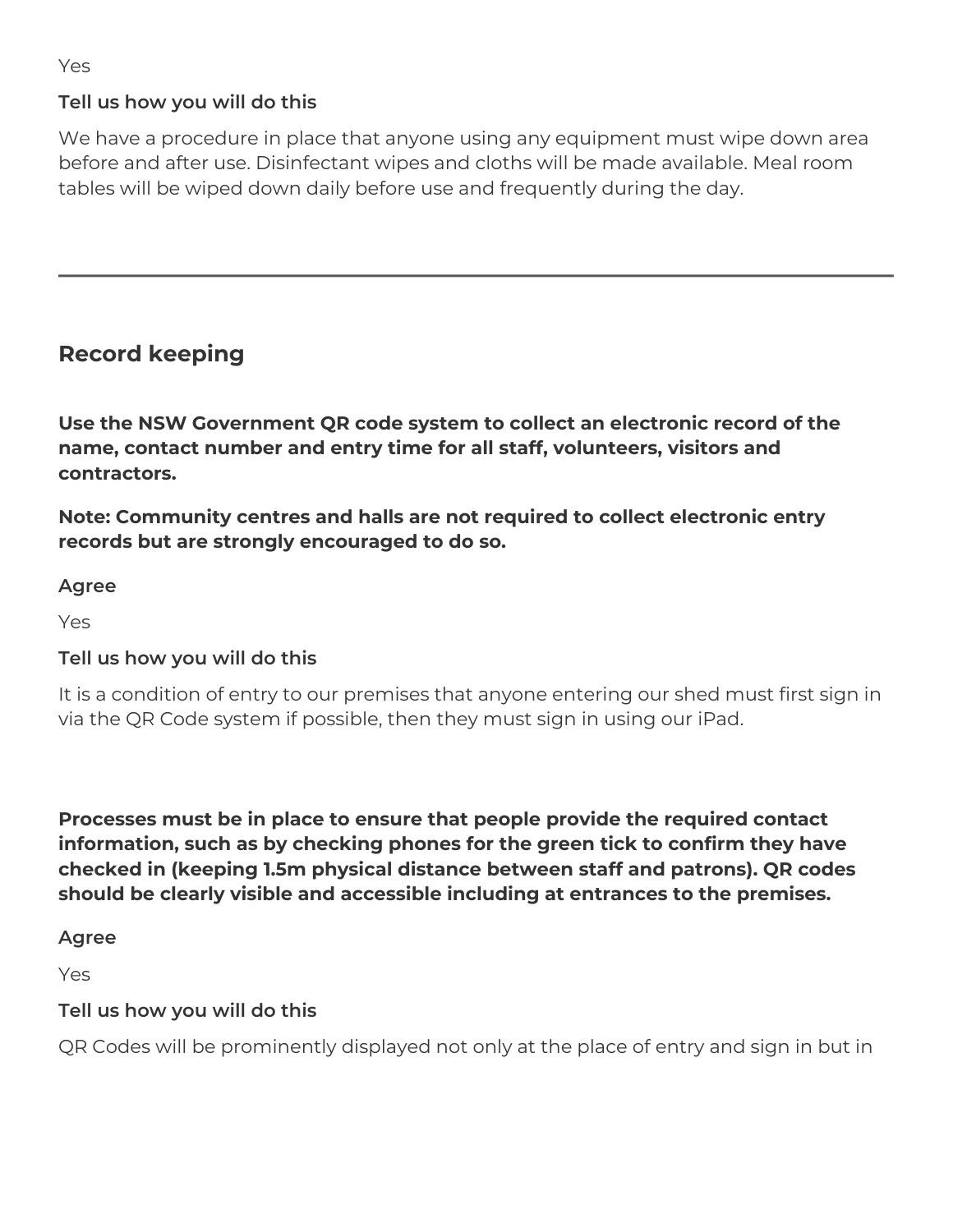Yes

**Tell us how you will do this**

We have a procedure in place that anyone using any equipment must wipe down area before and after use. Disinfectant wipes and cloths will be made available. Meal room tables will be wiped down daily before use and frequently during the day.

---

## Record keeping

**Use the NSW Government QR code system to collect an electronic record of the name, contact number and entry time for all staff, volunteers, visitors and contractors.**

**Note: Community centres and halls are not required to collect electronic entry records but are strongly encouraged to do so.**

**Agree**

Yes

**Tell us how you will do this**

It is a condition of entry to our premises that anyone entering our shed must first sign in via the QR Code system if possible, then they must sign in using our iPad.

**Processes must be in place to ensure that people provide the required contact information, such as by checking phones for the green tick to confirm they have checked in (keeping 1.5m physical distance between staff and patrons). QR codes should be clearly visible and accessible including at entrances to the premises.**

**Agree**

Yes

**Tell us how you will do this**

QR Codes will be prominently displayed not only at the place of entry and sign in but in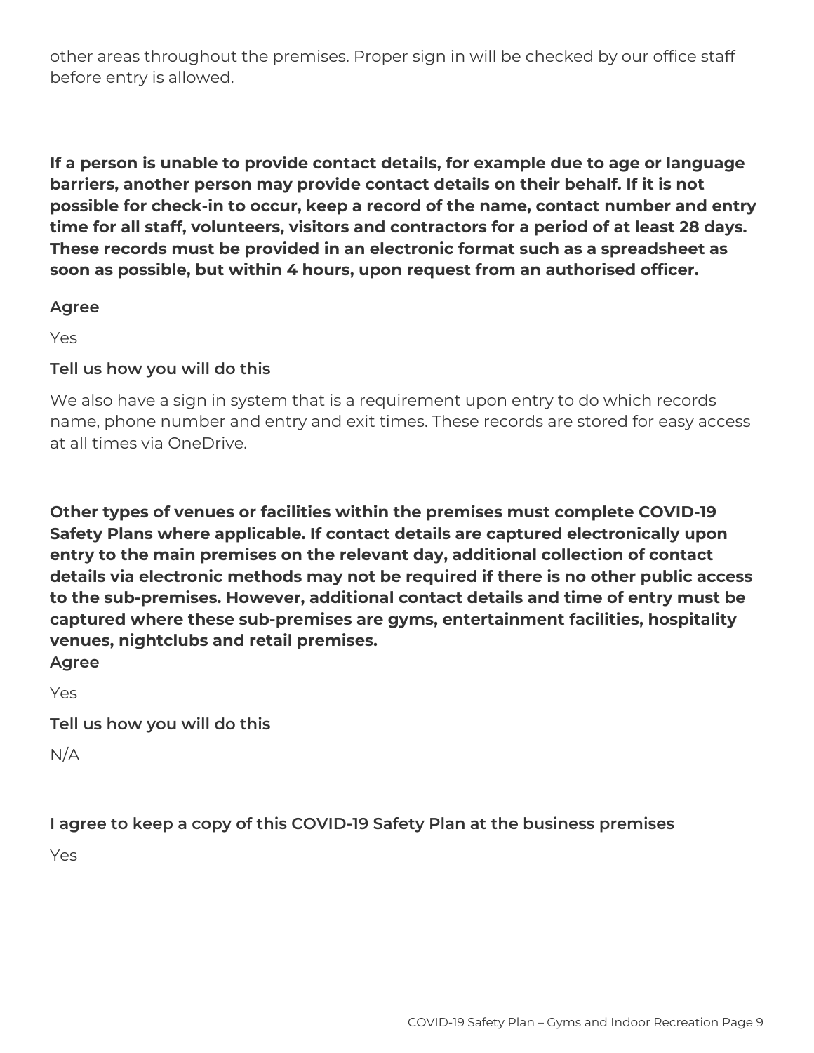other areas throughout the premises. Proper sign in will be checked by our office staff before entry is allowed.

**If a person is unable to provide contact details, for example due to age or language barriers, another person may provide contact details on their behalf. If it is not possible for check-in to occur, keep a record of the name, contact number and entry time for all staff, volunteers, visitors and contractors for a period of at least 28 days. These records must be provided in an electronic format such as a spreadsheet as soon as possible, but within 4 hours, upon request from an authorised officer.**

**Agree**

Yes

**Tell us how you will do this**

We also have a sign in system that is a requirement upon entry to do which records name, phone number and entry and exit times. These records are stored for easy access at all times via OneDrive.

**Other types of venues or facilities within the premises must complete COVID-19 Safety Plans where applicable. If contact details are captured electronically upon entry to the main premises on the relevant day, additional collection of contact details via electronic methods may not be required if there is no other public access to the sub-premises. However, additional contact details and time of entry must be captured where these sub-premises are gyms, entertainment facilities, hospitality venues, nightclubs and retail premises.**

**Agree**

Yes

**Tell us how you will do this**

N/A

**I agree to keep a copy of this COVID-19 Safety Plan at the business premises**

Yes